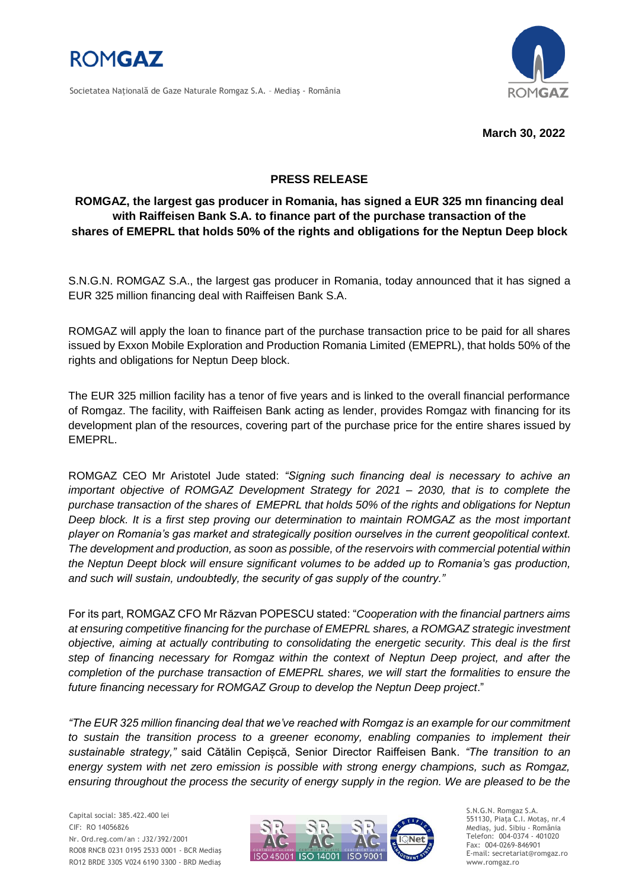**ROMGAZ**

Societatea Naţională de Gaze Naturale Romgaz S.A. – Mediaş - România

**March 30, 2022**

## PRESS RELEASE

### ROMGAZ, the largest gas producer in Romania, has signed a EUR 325 mn financing deal with Raiffeisen Bank S.A. to finance part of the purchase transaction of the shares of EMEPRL that holds 50% of the rights and obligations for the Neptun Deep block

S.N.G.N. ROMGAZ S.A., the largest gas producer in Romania, today announced that it has signed a EUR 325 million financing deal with Raiffeisen Bank S.A.

ROMGAZ will apply the loan to finance part of the purchase transaction price to be paid for all shares issued by Exxon Mobile Exploration and Production Romania Limited (EMEPRL), that holds 50% of the rights and obligations for Neptun Deep block.

The EUR 325 million facility has a tenor of five years and is linked to the overall financial performance of Romgaz. The facility, with Raiffeisen Bank acting as lender, provides Romgaz with financing for its development plan of the resources, covering part of the purchase price for the entire shares issued by EMEPRL.

ROMGAZ CEO Mr Aristotel Jude stated: *"Signing such financing deal is necessary to achive an important objective of ROMGAZ Development Strategy for 2021 – 2030, that is to complete the purchase transaction of the shares of EMEPRL that holds 50% of the rights and obligations for Neptun Deep block. It is a first step proving our determination to maintain ROMGAZ as the most important player on Romania's gas market and strategically position ourselves in the current geopolitical context. The development and production, as soon as possible, of the reservoirs with commercial potential within the Neptun Deept block will ensure significant volumes to be added up to Romania's gas production, and such will sustain, undoubtedly, the security of gas supply of the country."*

For its part, ROMGAZ CFO Mr Răzvan POPESCU stated: "*Cooperation with the financial partners aims at ensuring competitive financing for the purchase of EMEPRL shares, a ROMGAZ strategic investment objective, aiming at actually contributing to consolidating the energetic security. This deal is the first step of financing necessary for Romgaz within the context of Neptun Deep project, and after the completion of the purchase transaction of EMEPRL shares, we will start the formalities to ensure the future financing necessary for ROMGAZ Group to develop the Neptun Deep project*."

*"The EUR 325 million financing deal that we've reached with Romgaz is an example for our commitment to sustain the transition process to a greener economy, enabling companies to implement their sustainable strategy,"* said Cătălin Cepișcă, Senior Director Raiffeisen Bank. *"The transition to an energy system with net zero emission is possible with strong energy champions, such as Romgaz, ensuring throughout the process the security of energy supply in the region. We are pleased to be the*

Capital social: 385.422.400 lei
CIF: RO 14056826
Nr. Ord.reg.com/an : J32/392/2001
RO08 RNCB 0231 0195 2533 0001 - BCR Mediaş
RO12 BRDE 330S V024 6190 3300 - BRD Mediaş

S.N.G.N. Romgaz S.A.
551130, Piaţa C.I. Motaş, nr.4
Mediaş, jud. Sibiu - România
Telefon: 004-0374 - 401020
Fax: 004-0269-846901
E-mail: secretariat@romgaz.ro
www.romgaz.ro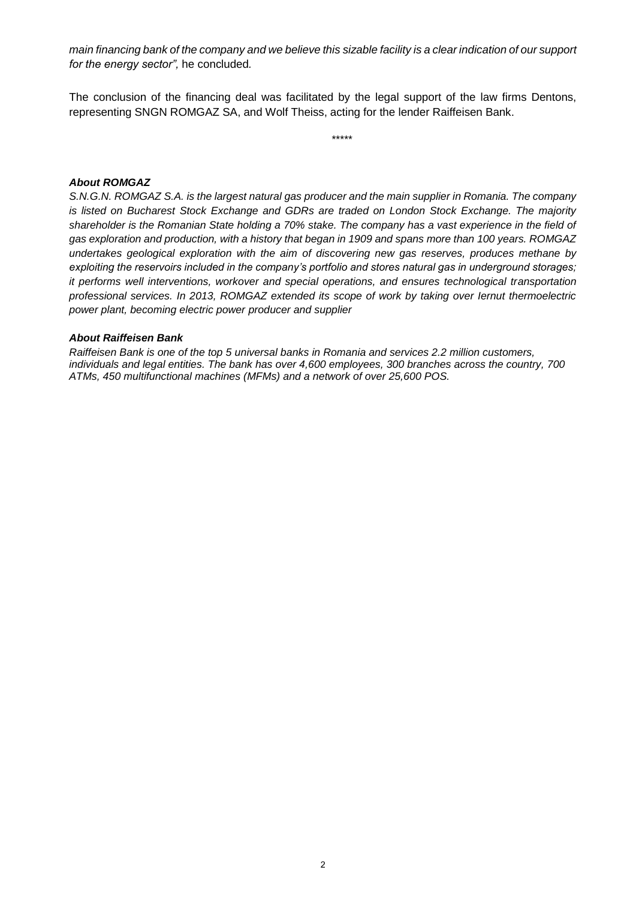*main financing bank of the company and we believe this sizable facility is a clear indication of our support for the energy sector",* he concluded.

The conclusion of the financing deal was facilitated by the legal support of the law firms Dentons, representing SNGN ROMGAZ SA, and Wolf Theiss, acting for the lender Raiffeisen Bank.

*****

***About ROMGAZ***

*S.N.G.N. ROMGAZ S.A. is the largest natural gas producer and the main supplier in Romania. The company is listed on Bucharest Stock Exchange and GDRs are traded on London Stock Exchange. The majority shareholder is the Romanian State holding a 70% stake. The company has a vast experience in the field of gas exploration and production, with a history that began in 1909 and spans more than 100 years. ROMGAZ undertakes geological exploration with the aim of discovering new gas reserves, produces methane by exploiting the reservoirs included in the company's portfolio and stores natural gas in underground storages; it performs well interventions, workover and special operations, and ensures technological transportation professional services. In 2013, ROMGAZ extended its scope of work by taking over Iernut thermoelectric power plant, becoming electric power producer and supplier*

***About Raiffeisen Bank***

*Raiffeisen Bank is one of the top 5 universal banks in Romania and services 2.2 million customers, individuals and legal entities. The bank has over 4,600 employees, 300 branches across the country, 700 ATMs, 450 multifunctional machines (MFMs) and a network of over 25,600 POS.*